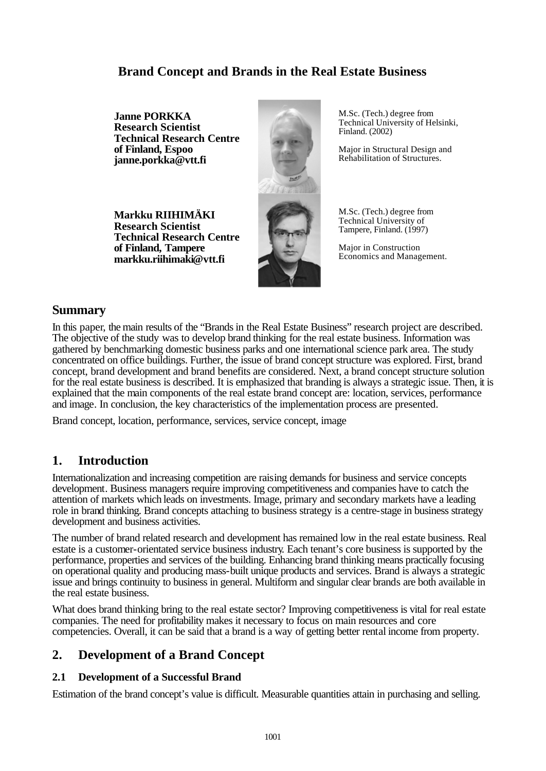# Brand Concept and Brands in the Real Estate Business

**Janne PORKKA**
**Research Scientist**
**Technical Research Centre of Finland, Espoo**
**janne.porkka@vtt.fi**

M.Sc. (Tech.) degree from Technical University of Helsinki, Finland. (2002)

Major in Structural Design and Rehabilitation of Structures.

**Markku RIIHIMÄKI**
**Research Scientist**
**Technical Research Centre of Finland, Tampere**
**markku.riihimaki@vtt.fi**

M.Sc. (Tech.) degree from Technical University of Tampere, Finland. (1997)

Major in Construction Economics and Management.

## Summary

In this paper, the main results of the "Brands in the Real Estate Business" research project are described. The objective of the study was to develop brand thinking for the real estate business. Information was gathered by benchmarking domestic business parks and one international science park area. The study concentrated on office buildings. Further, the issue of brand concept structure was explored. First, brand concept, brand development and brand benefits are considered. Next, a brand concept structure solution for the real estate business is described. It is emphasized that branding is always a strategic issue. Then, it is explained that the main components of the real estate brand concept are: location, services, performance and image. In conclusion, the key characteristics of the implementation process are presented.

Brand concept, location, performance, services, service concept, image

## 1. Introduction

Internationalization and increasing competition are raising demands for business and service concepts development. Business managers require improving competitiveness and companies have to catch the attention of markets which leads on investments. Image, primary and secondary markets have a leading role in brand thinking. Brand concepts attaching to business strategy is a centre-stage in business strategy development and business activities.

The number of brand related research and development has remained low in the real estate business. Real estate is a customer-orientated service business industry. Each tenant's core business is supported by the performance, properties and services of the building. Enhancing brand thinking means practically focusing on operational quality and producing mass-built unique products and services. Brand is always a strategic issue and brings continuity to business in general. Multiform and singular clear brands are both available in the real estate business.

What does brand thinking bring to the real estate sector? Improving competitiveness is vital for real estate companies. The need for profitability makes it necessary to focus on main resources and core competencies. Overall, it can be said that a brand is a way of getting better rental income from property.

## 2. Development of a Brand Concept

### 2.1 Development of a Successful Brand

Estimation of the brand concept's value is difficult. Measurable quantities attain in purchasing and selling.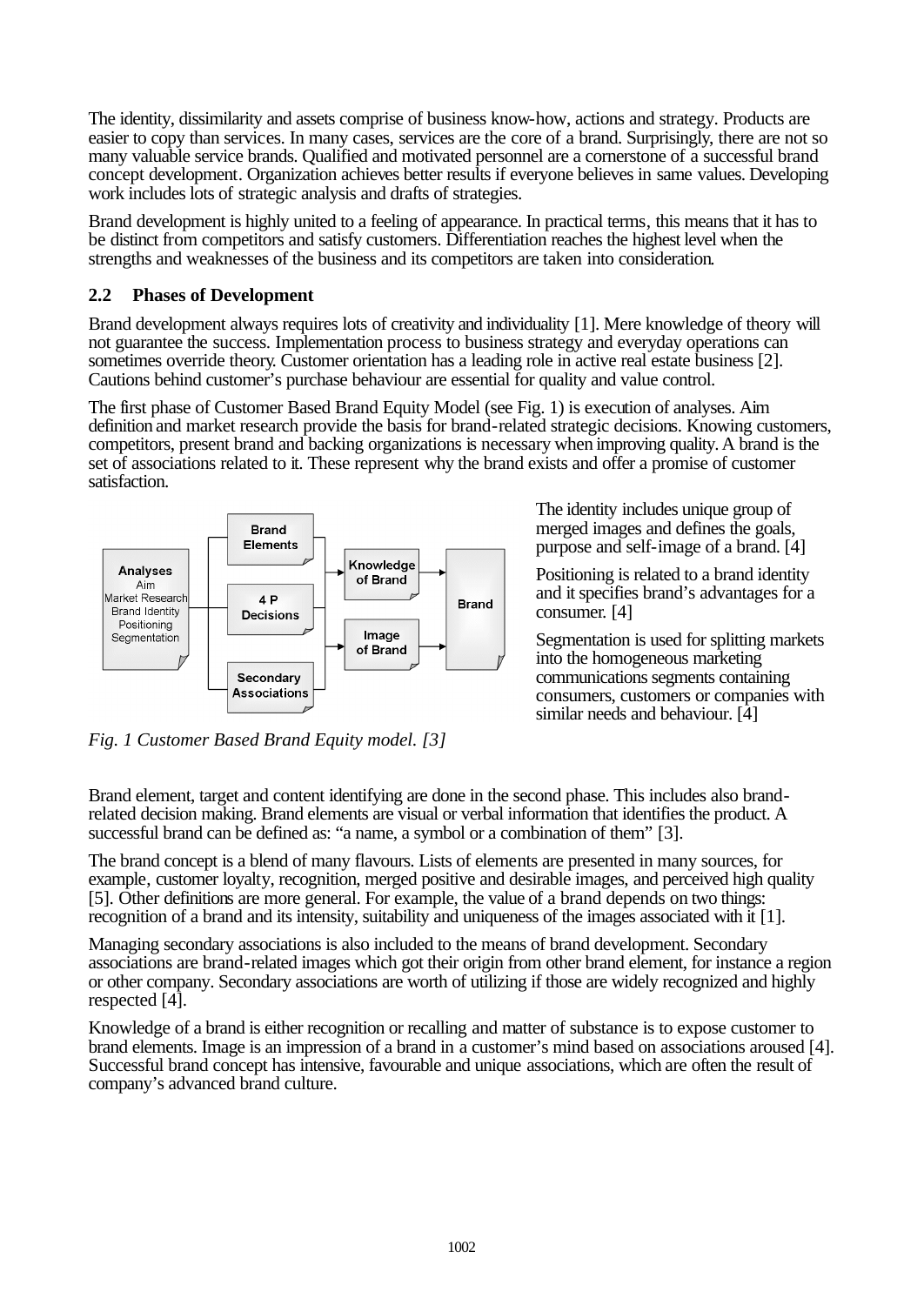The identity, dissimilarity and assets comprise of business know-how, actions and strategy. Products are easier to copy than services. In many cases, services are the core of a brand. Surprisingly, there are not so many valuable service brands. Qualified and motivated personnel are a cornerstone of a successful brand concept development. Organization achieves better results if everyone believes in same values. Developing work includes lots of strategic analysis and drafts of strategies.

Brand development is highly united to a feeling of appearance. In practical terms, this means that it has to be distinct from competitors and satisfy customers. Differentiation reaches the highest level when the strengths and weaknesses of the business and its competitors are taken into consideration.

## 2.2 Phases of Development

Brand development always requires lots of creativity and individuality [1]. Mere knowledge of theory will not guarantee the success. Implementation process to business strategy and everyday operations can sometimes override theory. Customer orientation has a leading role in active real estate business [2]. Cautions behind customer's purchase behaviour are essential for quality and value control.

The first phase of Customer Based Brand Equity Model (see Fig. 1) is execution of analyses. Aim definition and market research provide the basis for brand-related strategic decisions. Knowing customers, competitors, present brand and backing organizations is necessary when improving quality. A brand is the set of associations related to it. These represent why the brand exists and offer a promise of customer satisfaction.

*Fig. 1 Customer Based Brand Equity model. [3]*

The identity includes unique group of merged images and defines the goals, purpose and self-image of a brand. [4]

Positioning is related to a brand identity and it specifies brand's advantages for a consumer. [4]

Segmentation is used for splitting markets into the homogeneous marketing communications segments containing consumers, customers or companies with similar needs and behaviour. [4]

Brand element, target and content identifying are done in the second phase. This includes also brand-related decision making. Brand elements are visual or verbal information that identifies the product. A successful brand can be defined as: "a name, a symbol or a combination of them" [3].

The brand concept is a blend of many flavours. Lists of elements are presented in many sources, for example, customer loyalty, recognition, merged positive and desirable images, and perceived high quality [5]. Other definitions are more general. For example, the value of a brand depends on two things: recognition of a brand and its intensity, suitability and uniqueness of the images associated with it [1].

Managing secondary associations is also included to the means of brand development. Secondary associations are brand-related images which got their origin from other brand element, for instance a region or other company. Secondary associations are worth of utilizing if those are widely recognized and highly respected [4].

Knowledge of a brand is either recognition or recalling and matter of substance is to expose customer to brand elements. Image is an impression of a brand in a customer's mind based on associations aroused [4]. Successful brand concept has intensive, favourable and unique associations, which are often the result of company's advanced brand culture.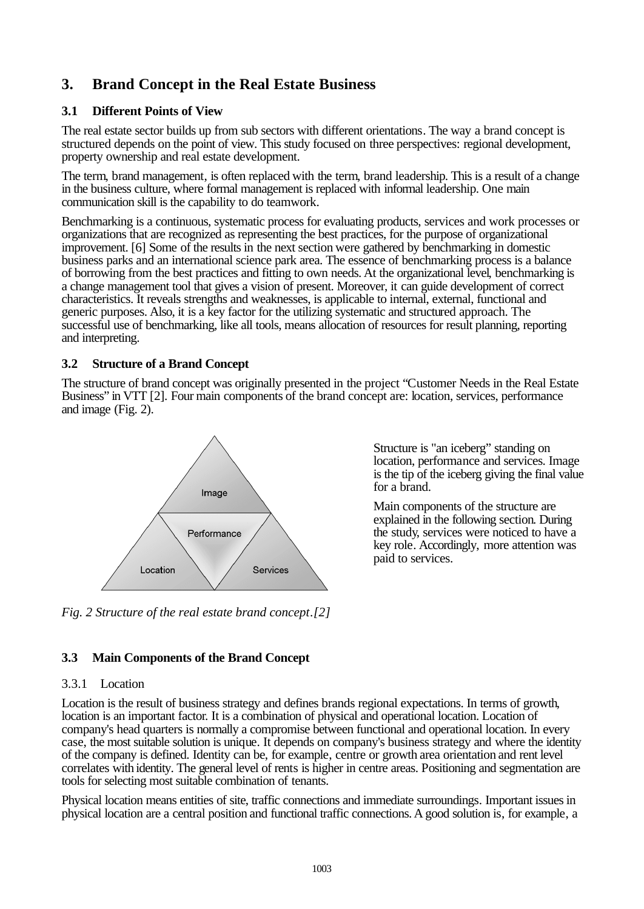## 3. Brand Concept in the Real Estate Business

### 3.1 Different Points of View

The real estate sector builds up from sub sectors with different orientations. The way a brand concept is structured depends on the point of view. This study focused on three perspectives: regional development, property ownership and real estate development.

The term, brand management, is often replaced with the term, brand leadership. This is a result of a change in the business culture, where formal management is replaced with informal leadership. One main communication skill is the capability to do teamwork.

Benchmarking is a continuous, systematic process for evaluating products, services and work processes or organizations that are recognized as representing the best practices, for the purpose of organizational improvement. [6] Some of the results in the next section were gathered by benchmarking in domestic business parks and an international science park area. The essence of benchmarking process is a balance of borrowing from the best practices and fitting to own needs. At the organizational level, benchmarking is a change management tool that gives a vision of present. Moreover, it can guide development of correct characteristics. It reveals strengths and weaknesses, is applicable to internal, external, functional and generic purposes. Also, it is a key factor for the utilizing systematic and structured approach. The successful use of benchmarking, like all tools, means allocation of resources for result planning, reporting and interpreting.

### 3.2 Structure of a Brand Concept

The structure of brand concept was originally presented in the project "Customer Needs in the Real Estate Business" in VTT [2]. Four main components of the brand concept are: location, services, performance and image (Fig. 2).

Structure is "an iceberg" standing on location, performance and services. Image is the tip of the iceberg giving the final value for a brand.

Main components of the structure are explained in the following section. During the study, services were noticed to have a key role. Accordingly, more attention was paid to services.

*Fig. 2 Structure of the real estate brand concept.[2]*

### 3.3 Main Components of the Brand Concept

#### 3.3.1 Location

Location is the result of business strategy and defines brands regional expectations. In terms of growth, location is an important factor. It is a combination of physical and operational location. Location of company's head quarters is normally a compromise between functional and operational location. In every case, the most suitable solution is unique. It depends on company's business strategy and where the identity of the company is defined. Identity can be, for example, centre or growth area orientation and rent level correlates with identity. The general level of rents is higher in centre areas. Positioning and segmentation are tools for selecting most suitable combination of tenants.

Physical location means entities of site, traffic connections and immediate surroundings. Important issues in physical location are a central position and functional traffic connections. A good solution is, for example, a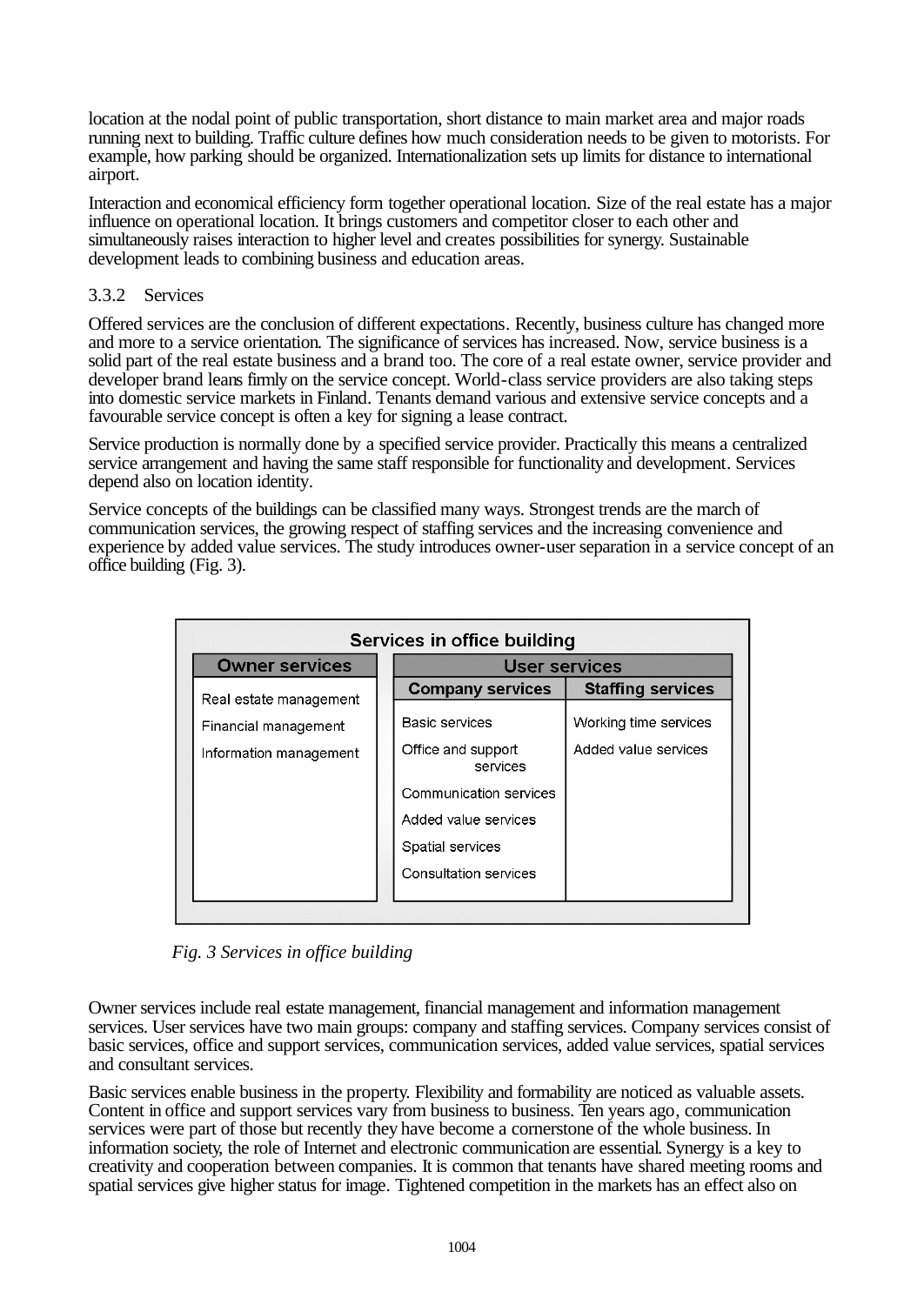location at the nodal point of public transportation, short distance to main market area and major roads running next to building. Traffic culture defines how much consideration needs to be given to motorists. For example, how parking should be organized. Internationalization sets up limits for distance to international airport.

Interaction and economical efficiency form together operational location. Size of the real estate has a major influence on operational location. It brings customers and competitor closer to each other and simultaneously raises interaction to higher level and creates possibilities for synergy. Sustainable development leads to combining business and education areas.

### 3.3.2 Services

Offered services are the conclusion of different expectations. Recently, business culture has changed more and more to a service orientation. The significance of services has increased. Now, service business is a solid part of the real estate business and a brand too. The core of a real estate owner, service provider and developer brand leans firmly on the service concept. World-class service providers are also taking steps into domestic service markets in Finland. Tenants demand various and extensive service concepts and a favourable service concept is often a key for signing a lease contract.

Service production is normally done by a specified service provider. Practically this means a centralized service arrangement and having the same staff responsible for functionality and development. Services depend also on location identity.

Service concepts of the buildings can be classified many ways. Strongest trends are the march of communication services, the growing respect of staffing services and the increasing convenience and experience by added value services. The study introduces owner-user separation in a service concept of an office building (Fig. 3).

| Services in office building | | |
|---|---|---|
| **Owner services** | **User services** | |
| | **Company services** | **Staffing services** |
| Real estate management | Basic services | Working time services |
| Financial management | Office and support services | Added value services |
| Information management | Communication services | |
| | Added value services | |
| | Spatial services | |
| | Consultation services | |

*Fig. 3 Services in office building*

Owner services include real estate management, financial management and information management services. User services have two main groups: company and staffing services. Company services consist of basic services, office and support services, communication services, added value services, spatial services and consultant services.

Basic services enable business in the property. Flexibility and formability are noticed as valuable assets. Content in office and support services vary from business to business. Ten years ago, communication services were part of those but recently they have become a cornerstone of the whole business. In information society, the role of Internet and electronic communication are essential. Synergy is a key to creativity and cooperation between companies. It is common that tenants have shared meeting rooms and spatial services give higher status for image. Tightened competition in the markets has an effect also on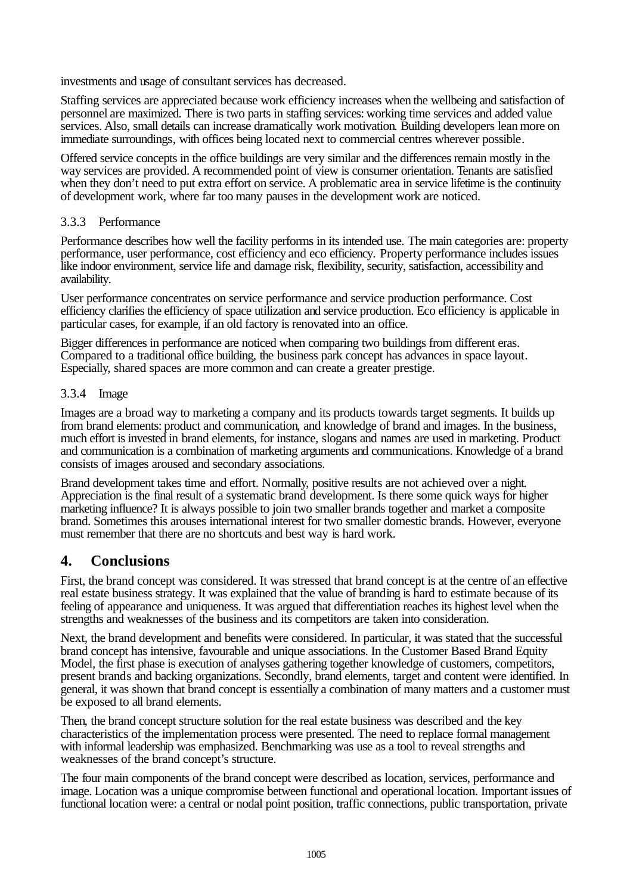investments and usage of consultant services has decreased.

Staffing services are appreciated because work efficiency increases when the wellbeing and satisfaction of personnel are maximized. There is two parts in staffing services: working time services and added value services. Also, small details can increase dramatically work motivation. Building developers lean more on immediate surroundings, with offices being located next to commercial centres wherever possible.

Offered service concepts in the office buildings are very similar and the differences remain mostly in the way services are provided. A recommended point of view is consumer orientation. Tenants are satisfied when they don't need to put extra effort on service. A problematic area in service lifetime is the continuity of development work, where far too many pauses in the development work are noticed.

### 3.3.3 Performance

Performance describes how well the facility performs in its intended use. The main categories are: property performance, user performance, cost efficiency and eco efficiency. Property performance includes issues like indoor environment, service life and damage risk, flexibility, security, satisfaction, accessibility and availability.

User performance concentrates on service performance and service production performance. Cost efficiency clarifies the efficiency of space utilization and service production. Eco efficiency is applicable in particular cases, for example, if an old factory is renovated into an office.

Bigger differences in performance are noticed when comparing two buildings from different eras. Compared to a traditional office building, the business park concept has advances in space layout. Especially, shared spaces are more common and can create a greater prestige.

### 3.3.4 Image

Images are a broad way to marketing a company and its products towards target segments. It builds up from brand elements: product and communication, and knowledge of brand and images. In the business, much effort is invested in brand elements, for instance, slogans and names are used in marketing. Product and communication is a combination of marketing arguments and communications. Knowledge of a brand consists of images aroused and secondary associations.

Brand development takes time and effort. Normally, positive results are not achieved over a night. Appreciation is the final result of a systematic brand development. Is there some quick ways for higher marketing influence? It is always possible to join two smaller brands together and market a composite brand. Sometimes this arouses international interest for two smaller domestic brands. However, everyone must remember that there are no shortcuts and best way is hard work.

## 4. Conclusions

First, the brand concept was considered. It was stressed that brand concept is at the centre of an effective real estate business strategy. It was explained that the value of branding is hard to estimate because of its feeling of appearance and uniqueness. It was argued that differentiation reaches its highest level when the strengths and weaknesses of the business and its competitors are taken into consideration.

Next, the brand development and benefits were considered. In particular, it was stated that the successful brand concept has intensive, favourable and unique associations. In the Customer Based Brand Equity Model, the first phase is execution of analyses gathering together knowledge of customers, competitors, present brands and backing organizations. Secondly, brand elements, target and content were identified. In general, it was shown that brand concept is essentially a combination of many matters and a customer must be exposed to all brand elements.

Then, the brand concept structure solution for the real estate business was described and the key characteristics of the implementation process were presented. The need to replace formal management with informal leadership was emphasized. Benchmarking was use as a tool to reveal strengths and weaknesses of the brand concept's structure.

The four main components of the brand concept were described as location, services, performance and image. Location was a unique compromise between functional and operational location. Important issues of functional location were: a central or nodal point position, traffic connections, public transportation, private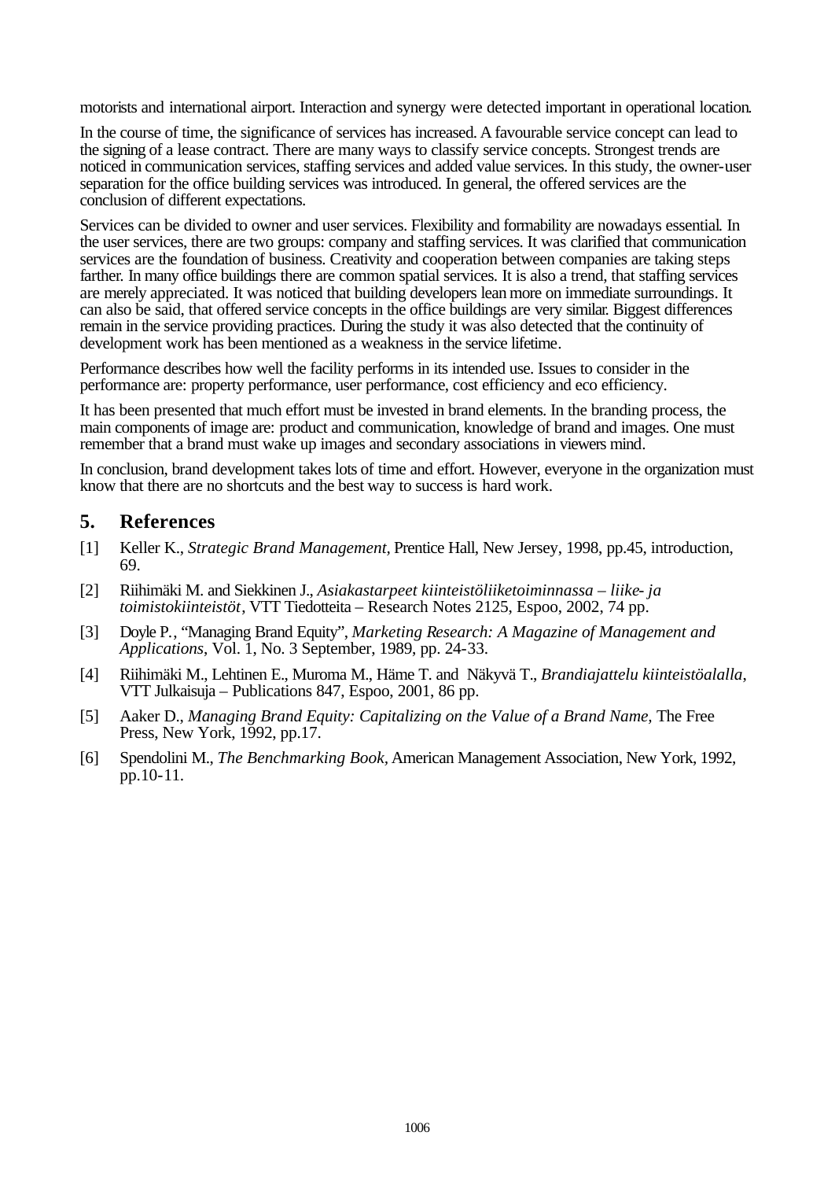motorists and international airport. Interaction and synergy were detected important in operational location.

In the course of time, the significance of services has increased. A favourable service concept can lead to the signing of a lease contract. There are many ways to classify service concepts. Strongest trends are noticed in communication services, staffing services and added value services. In this study, the owner-user separation for the office building services was introduced. In general, the offered services are the conclusion of different expectations.

Services can be divided to owner and user services. Flexibility and formability are nowadays essential. In the user services, there are two groups: company and staffing services. It was clarified that communication services are the foundation of business. Creativity and cooperation between companies are taking steps farther. In many office buildings there are common spatial services. It is also a trend, that staffing services are merely appreciated. It was noticed that building developers lean more on immediate surroundings. It can also be said, that offered service concepts in the office buildings are very similar. Biggest differences remain in the service providing practices. During the study it was also detected that the continuity of development work has been mentioned as a weakness in the service lifetime.

Performance describes how well the facility performs in its intended use. Issues to consider in the performance are: property performance, user performance, cost efficiency and eco efficiency.

It has been presented that much effort must be invested in brand elements. In the branding process, the main components of image are: product and communication, knowledge of brand and images. One must remember that a brand must wake up images and secondary associations in viewers mind.

In conclusion, brand development takes lots of time and effort. However, everyone in the organization must know that there are no shortcuts and the best way to success is hard work.

## 5. References

[1] Keller K., *Strategic Brand Management,* Prentice Hall, New Jersey, 1998, pp.45, introduction, 69.

[2] Riihimäki M. and Siekkinen J., *Asiakastarpeet kiinteistöliiketoiminnassa – liike- ja toimistokiinteistöt*, VTT Tiedotteita – Research Notes 2125, Espoo, 2002, 74 pp.

[3] Doyle P., "Managing Brand Equity", *Marketing Research: A Magazine of Management and Applications*, Vol. 1, No. 3 September, 1989, pp. 24-33.

[4] Riihimäki M., Lehtinen E., Muroma M., Häme T. and Näkyvä T., *Brandiajattelu kiinteistöalalla*, VTT Julkaisuja – Publications 847, Espoo, 2001, 86 pp.

[5] Aaker D., *Managing Brand Equity: Capitalizing on the Value of a Brand Name,* The Free Press, New York, 1992, pp.17.

[6] Spendolini M., *The Benchmarking Book,* American Management Association, New York, 1992, pp.10-11.